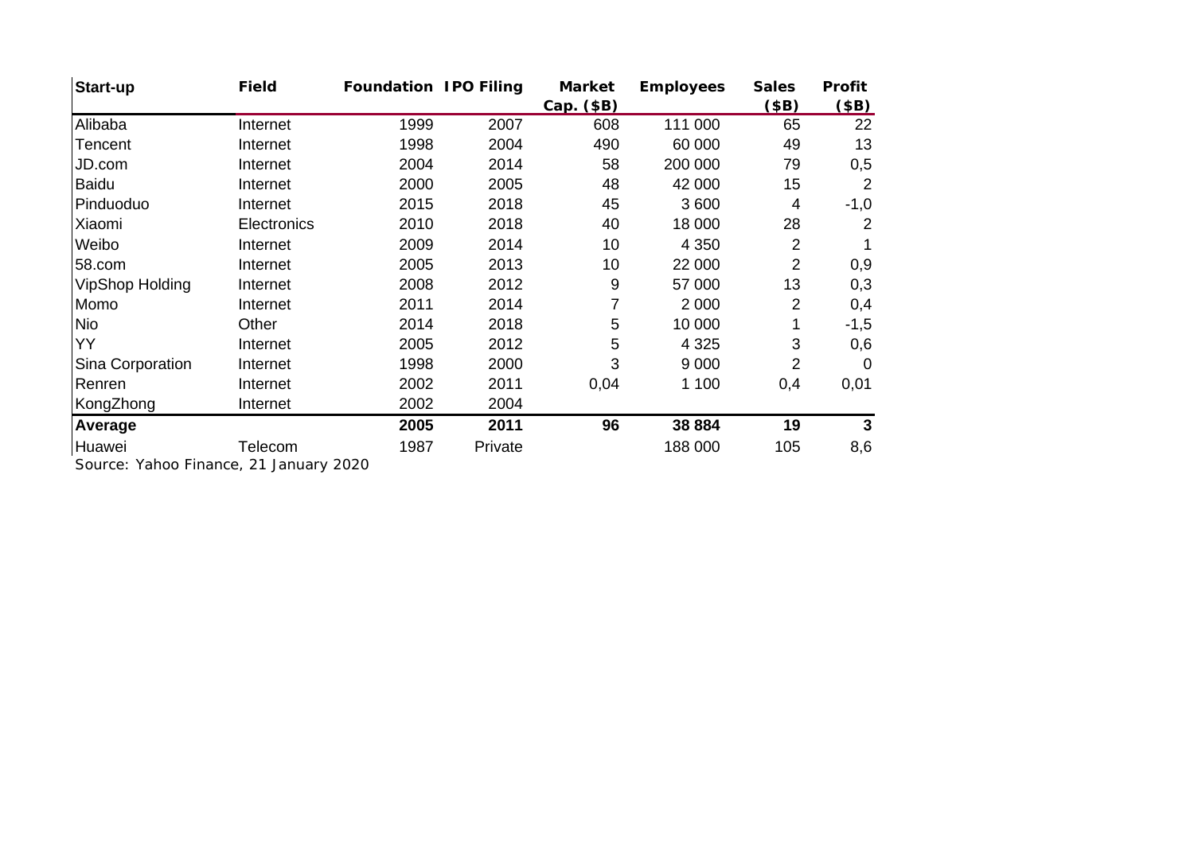| Start-up | Field | Foundation | IPO Filing | Market Cap. ($B) | Employees | Sales ($B) | Profit ($B) |
|---|---|---|---|---|---|---|---|
| Alibaba | Internet | 1999 | 2007 | 608 | 111 000 | 65 | 22 |
| Tencent | Internet | 1998 | 2004 | 490 | 60 000 | 49 | 13 |
| JD.com | Internet | 2004 | 2014 | 58 | 200 000 | 79 | 0,5 |
| Baidu | Internet | 2000 | 2005 | 48 | 42 000 | 15 | 2 |
| Pinduoduo | Internet | 2015 | 2018 | 45 | 3 600 | 4 | -1,0 |
| Xiaomi | Electronics | 2010 | 2018 | 40 | 18 000 | 28 | 2 |
| Weibo | Internet | 2009 | 2014 | 10 | 4 350 | 2 | 1 |
| 58.com | Internet | 2005 | 2013 | 10 | 22 000 | 2 | 0,9 |
| VipShop Holding | Internet | 2008 | 2012 | 9 | 57 000 | 13 | 0,3 |
| Momo | Internet | 2011 | 2014 | 7 | 2 000 | 2 | 0,4 |
| Nio | Other | 2014 | 2018 | 5 | 10 000 | 1 | -1,5 |
| YY | Internet | 2005 | 2012 | 5 | 4 325 | 3 | 0,6 |
| Sina Corporation | Internet | 1998 | 2000 | 3 | 9 000 | 2 | 0 |
| Renren | Internet | 2002 | 2011 | 0,04 | 1 100 | 0,4 | 0,01 |
| KongZhong | Internet | 2002 | 2004 | | | | |
| **Average** | | **2005** | **2011** | **96** | **38 884** | **19** | **3** |
| Huawei | Telecom | 1987 | Private | | 188 000 | 105 | 8,6 |

Source: Yahoo Finance, 21 January 2020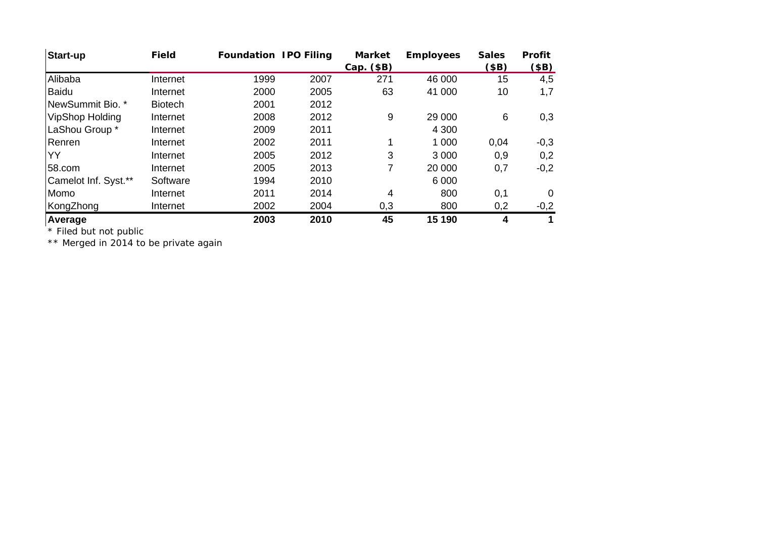| Start-up | Field | Foundation | IPO Filing | Market Cap. ($B) | Employees | Sales ($B) | Profit ($B) |
|---|---|---|---|---|---|---|---|
| Alibaba | Internet | 1999 | 2007 | 271 | 46 000 | 15 | 4,5 |
| Baidu | Internet | 2000 | 2005 | 63 | 41 000 | 10 | 1,7 |
| NewSummit Bio. * | Biotech | 2001 | 2012 | | | | |
| VipShop Holding | Internet | 2008 | 2012 | 9 | 29 000 | 6 | 0,3 |
| LaShou Group * | Internet | 2009 | 2011 | | 4 300 | | |
| Renren | Internet | 2002 | 2011 | 1 | 1 000 | 0,04 | -0,3 |
| YY | Internet | 2005 | 2012 | 3 | 3 000 | 0,9 | 0,2 |
| 58.com | Internet | 2005 | 2013 | 7 | 20 000 | 0,7 | -0,2 |
| Camelot Inf. Syst.** | Software | 1994 | 2010 | | 6 000 | | |
| Momo | Internet | 2011 | 2014 | 4 | 800 | 0,1 | 0 |
| KongZhong | Internet | 2002 | 2004 | 0,3 | 800 | 0,2 | -0,2 |
| **Average** | | **2003** | **2010** | **45** | **15 190** | **4** | **1** |

* Filed but not public

** Merged in 2014 to be private again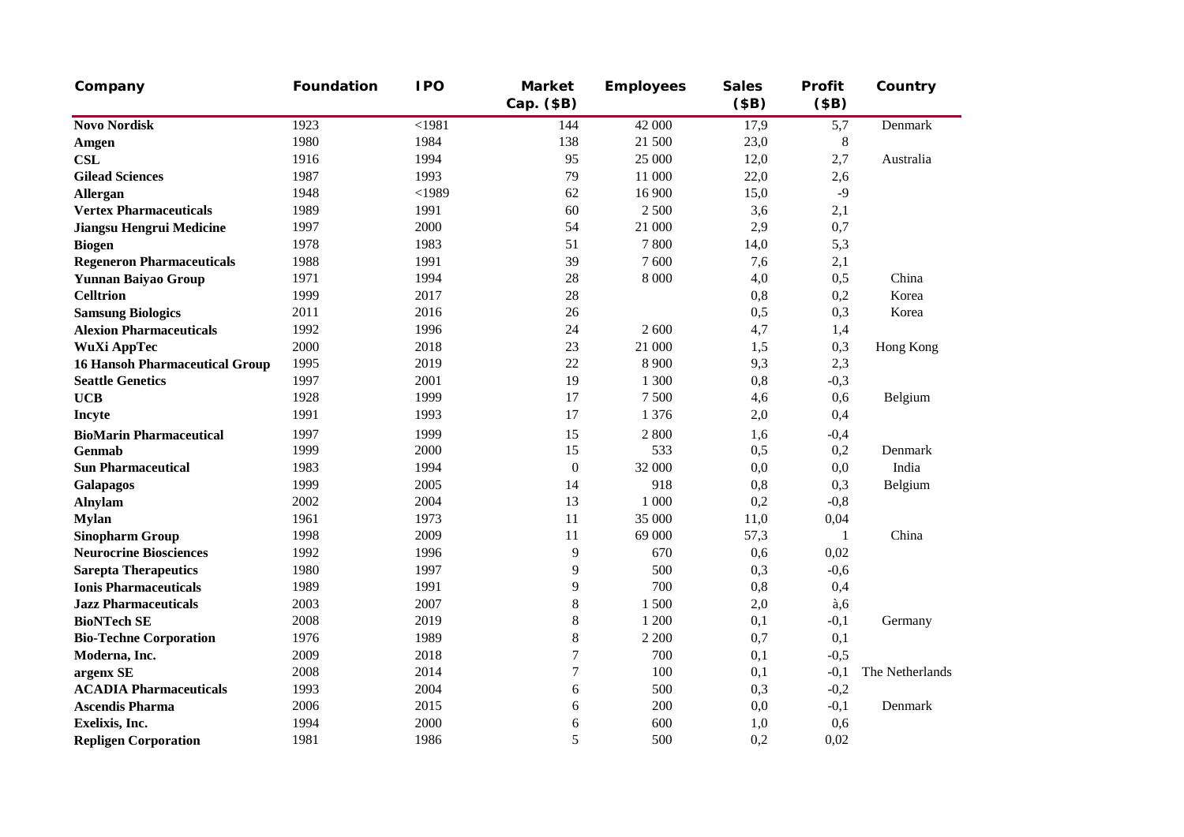| Company | Foundation | IPO | Market Cap. ($B) | Employees | Sales ($B) | Profit ($B) | Country |
|---|---|---|---|---|---|---|---|
| **Novo Nordisk** | 1923 | <1981 | 144 | 42 000 | 17,9 | 5,7 | Denmark |
| **Amgen** | 1980 | 1984 | 138 | 21 500 | 23,0 | 8 | |
| **CSL** | 1916 | 1994 | 95 | 25 000 | 12,0 | 2,7 | Australia |
| **Gilead Sciences** | 1987 | 1993 | 79 | 11 000 | 22,0 | 2,6 | |
| **Allergan** | 1948 | <1989 | 62 | 16 900 | 15,0 | -9 | |
| **Vertex Pharmaceuticals** | 1989 | 1991 | 60 | 2 500 | 3,6 | 2,1 | |
| **Jiangsu Hengrui Medicine** | 1997 | 2000 | 54 | 21 000 | 2,9 | 0,7 | |
| **Biogen** | 1978 | 1983 | 51 | 7 800 | 14,0 | 5,3 | |
| **Regeneron Pharmaceuticals** | 1988 | 1991 | 39 | 7 600 | 7,6 | 2,1 | |
| **Yunnan Baiyao Group** | 1971 | 1994 | 28 | 8 000 | 4,0 | 0,5 | China |
| **Celltrion** | 1999 | 2017 | 28 | | 0,8 | 0,2 | Korea |
| **Samsung Biologics** | 2011 | 2016 | 26 | | 0,5 | 0,3 | Korea |
| **Alexion Pharmaceuticals** | 1992 | 1996 | 24 | 2 600 | 4,7 | 1,4 | |
| **WuXi AppTec** | 2000 | 2018 | 23 | 21 000 | 1,5 | 0,3 | Hong Kong |
| **16 Hansoh Pharmaceutical Group** | 1995 | 2019 | 22 | 8 900 | 9,3 | 2,3 | |
| **Seattle Genetics** | 1997 | 2001 | 19 | 1 300 | 0,8 | -0,3 | |
| **UCB** | 1928 | 1999 | 17 | 7 500 | 4,6 | 0,6 | Belgium |
| **Incyte** | 1991 | 1993 | 17 | 1 376 | 2,0 | 0,4 | |
| **BioMarin Pharmaceutical** | 1997 | 1999 | 15 | 2 800 | 1,6 | -0,4 | |
| **Genmab** | 1999 | 2000 | 15 | 533 | 0,5 | 0,2 | Denmark |
| **Sun Pharmaceutical** | 1983 | 1994 | 0 | 32 000 | 0,0 | 0,0 | India |
| **Galapagos** | 1999 | 2005 | 14 | 918 | 0,8 | 0,3 | Belgium |
| **Alnylam** | 2002 | 2004 | 13 | 1 000 | 0,2 | -0,8 | |
| **Mylan** | 1961 | 1973 | 11 | 35 000 | 11,0 | 0,04 | |
| **Sinopharm Group** | 1998 | 2009 | 11 | 69 000 | 57,3 | 1 | China |
| **Neurocrine Biosciences** | 1992 | 1996 | 9 | 670 | 0,6 | 0,02 | |
| **Sarepta Therapeutics** | 1980 | 1997 | 9 | 500 | 0,3 | -0,6 | |
| **Ionis Pharmaceuticals** | 1989 | 1991 | 9 | 700 | 0,8 | 0,4 | |
| **Jazz Pharmaceuticals** | 2003 | 2007 | 8 | 1 500 | 2,0 | à,6 | |
| **BioNTech SE** | 2008 | 2019 | 8 | 1 200 | 0,1 | -0,1 | Germany |
| **Bio-Techne Corporation** | 1976 | 1989 | 8 | 2 200 | 0,7 | 0,1 | |
| **Moderna, Inc.** | 2009 | 2018 | 7 | 700 | 0,1 | -0,5 | |
| **argenx SE** | 2008 | 2014 | 7 | 100 | 0,1 | -0,1 | The Netherlands |
| **ACADIA Pharmaceuticals** | 1993 | 2004 | 6 | 500 | 0,3 | -0,2 | |
| **Ascendis Pharma** | 2006 | 2015 | 6 | 200 | 0,0 | -0,1 | Denmark |
| **Exelixis, Inc.** | 1994 | 2000 | 6 | 600 | 1,0 | 0,6 | |
| **Repligen Corporation** | 1981 | 1986 | 5 | 500 | 0,2 | 0,02 | |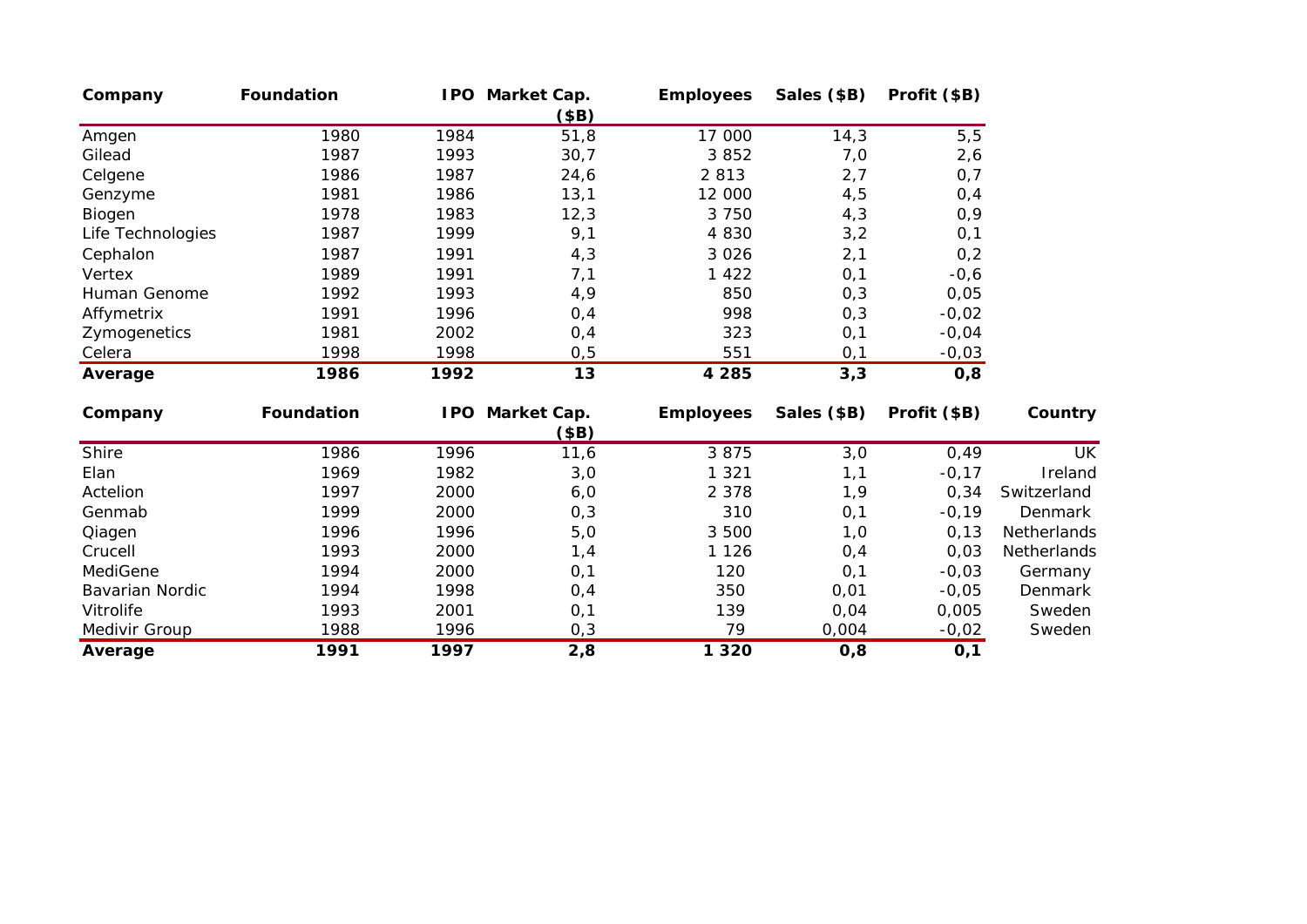| Company | Foundation | IPO | Market Cap. ($B) | Employees | Sales ($B) | Profit ($B) |
|---|---|---|---|---|---|---|
| Amgen | 1980 | 1984 | 51,8 | 17 000 | 14,3 | 5,5 |
| Gilead | 1987 | 1993 | 30,7 | 3 852 | 7,0 | 2,6 |
| Celgene | 1986 | 1987 | 24,6 | 2 813 | 2,7 | 0,7 |
| Genzyme | 1981 | 1986 | 13,1 | 12 000 | 4,5 | 0,4 |
| Biogen | 1978 | 1983 | 12,3 | 3 750 | 4,3 | 0,9 |
| Life Technologies | 1987 | 1999 | 9,1 | 4 830 | 3,2 | 0,1 |
| Cephalon | 1987 | 1991 | 4,3 | 3 026 | 2,1 | 0,2 |
| Vertex | 1989 | 1991 | 7,1 | 1 422 | 0,1 | -0,6 |
| Human Genome | 1992 | 1993 | 4,9 | 850 | 0,3 | 0,05 |
| Affymetrix | 1991 | 1996 | 0,4 | 998 | 0,3 | -0,02 |
| Zymogenetics | 1981 | 2002 | 0,4 | 323 | 0,1 | -0,04 |
| Celera | 1998 | 1998 | 0,5 | 551 | 0,1 | -0,03 |
| **Average** | **1986** | **1992** | **13** | **4 285** | **3,3** | **0,8** |

| Company | Foundation | IPO | Market Cap. ($B) | Employees | Sales ($B) | Profit ($B) | Country |
|---|---|---|---|---|---|---|---|
| Shire | 1986 | 1996 | 11,6 | 3 875 | 3,0 | 0,49 | UK |
| Elan | 1969 | 1982 | 3,0 | 1 321 | 1,1 | -0,17 | Ireland |
| Actelion | 1997 | 2000 | 6,0 | 2 378 | 1,9 | 0,34 | Switzerland |
| Genmab | 1999 | 2000 | 0,3 | 310 | 0,1 | -0,19 | Denmark |
| Qiagen | 1996 | 1996 | 5,0 | 3 500 | 1,0 | 0,13 | Netherlands |
| Crucell | 1993 | 2000 | 1,4 | 1 126 | 0,4 | 0,03 | Netherlands |
| MediGene | 1994 | 2000 | 0,1 | 120 | 0,1 | -0,03 | Germany |
| Bavarian Nordic | 1994 | 1998 | 0,4 | 350 | 0,01 | -0,05 | Denmark |
| Vitrolife | 1993 | 2001 | 0,1 | 139 | 0,04 | 0,005 | Sweden |
| Medivir Group | 1988 | 1996 | 0,3 | 79 | 0,004 | -0,02 | Sweden |
| **Average** | **1991** | **1997** | **2,8** | **1 320** | **0,8** | **0,1** | |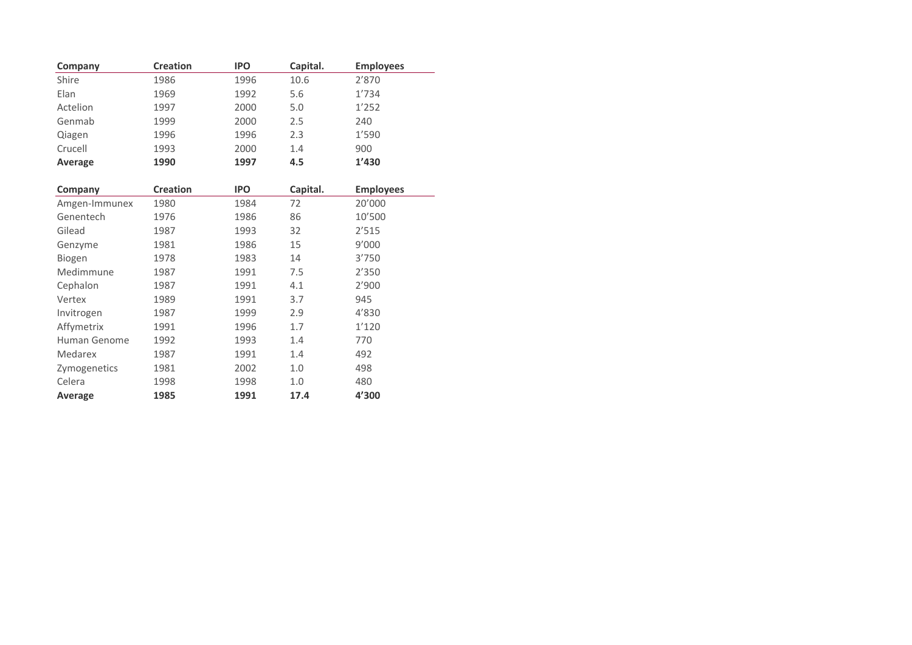| Company | Creation | IPO | Capital. | Employees |
|---|---|---|---|---|
| Shire | 1986 | 1996 | 10.6 | 2’870 |
| Elan | 1969 | 1992 | 5.6 | 1’734 |
| Actelion | 1997 | 2000 | 5.0 | 1’252 |
| Genmab | 1999 | 2000 | 2.5 | 240 |
| Qiagen | 1996 | 1996 | 2.3 | 1’590 |
| Crucell | 1993 | 2000 | 1.4 | 900 |
| **Average** | **1990** | **1997** | **4.5** | **1’430** |

| Company | Creation | IPO | Capital. | Employees |
|---|---|---|---|---|
| Amgen-Immunex | 1980 | 1984 | 72 | 20’000 |
| Genentech | 1976 | 1986 | 86 | 10’500 |
| Gilead | 1987 | 1993 | 32 | 2’515 |
| Genzyme | 1981 | 1986 | 15 | 9’000 |
| Biogen | 1978 | 1983 | 14 | 3’750 |
| Medimmune | 1987 | 1991 | 7.5 | 2’350 |
| Cephalon | 1987 | 1991 | 4.1 | 2’900 |
| Vertex | 1989 | 1991 | 3.7 | 945 |
| Invitrogen | 1987 | 1999 | 2.9 | 4’830 |
| Affymetrix | 1991 | 1996 | 1.7 | 1’120 |
| Human Genome | 1992 | 1993 | 1.4 | 770 |
| Medarex | 1987 | 1991 | 1.4 | 492 |
| Zymogenetics | 1981 | 2002 | 1.0 | 498 |
| Celera | 1998 | 1998 | 1.0 | 480 |
| **Average** | **1985** | **1991** | **17.4** | **4’300** |